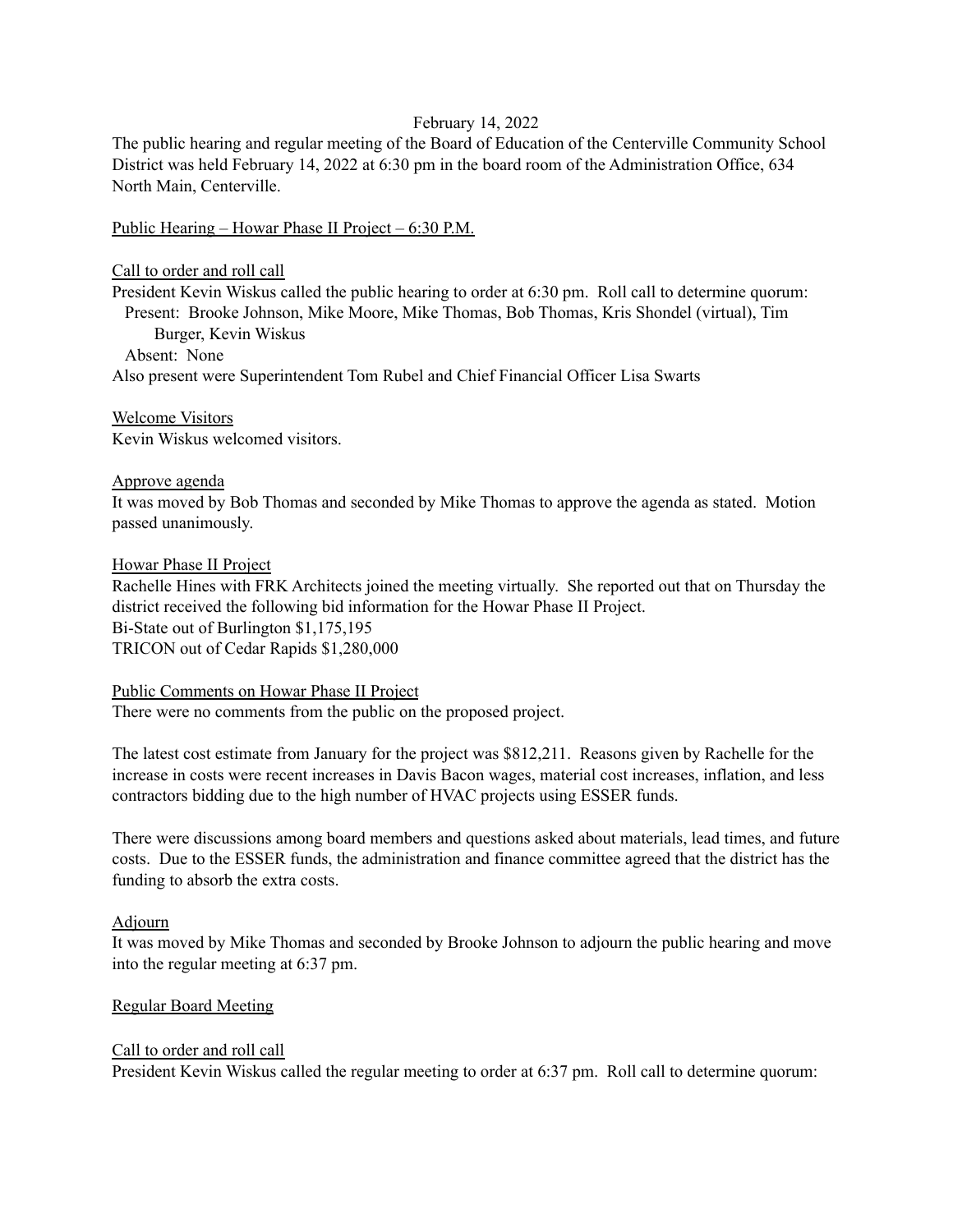February 14, 2022

The public hearing and regular meeting of the Board of Education of the Centerville Community School District was held February 14, 2022 at 6:30 pm in the board room of the Administration Office, 634 North Main, Centerville.

Public Hearing – Howar Phase II Project – 6:30 P.M.

Call to order and roll call

President Kevin Wiskus called the public hearing to order at 6:30 pm. Roll call to determine quorum:

Present: Brooke Johnson, Mike Moore, Mike Thomas, Bob Thomas, Kris Shondel (virtual), Tim Burger, Kevin Wiskus

Absent: None

Also present were Superintendent Tom Rubel and Chief Financial Officer Lisa Swarts

Welcome Visitors

Kevin Wiskus welcomed visitors.

Approve agenda

It was moved by Bob Thomas and seconded by Mike Thomas to approve the agenda as stated. Motion passed unanimously.

Howar Phase II Project

Rachelle Hines with FRK Architects joined the meeting virtually. She reported out that on Thursday the district received the following bid information for the Howar Phase II Project.

Bi-State out of Burlington $1,175,195

TRICON out of Cedar Rapids $1,280,000

Public Comments on Howar Phase II Project

There were no comments from the public on the proposed project.

The latest cost estimate from January for the project was $812,211. Reasons given by Rachelle for the increase in costs were recent increases in Davis Bacon wages, material cost increases, inflation, and less contractors bidding due to the high number of HVAC projects using ESSER funds.

There were discussions among board members and questions asked about materials, lead times, and future costs. Due to the ESSER funds, the administration and finance committee agreed that the district has the funding to absorb the extra costs.

Adjourn

It was moved by Mike Thomas and seconded by Brooke Johnson to adjourn the public hearing and move into the regular meeting at 6:37 pm.

Regular Board Meeting

Call to order and roll call

President Kevin Wiskus called the regular meeting to order at 6:37 pm. Roll call to determine quorum: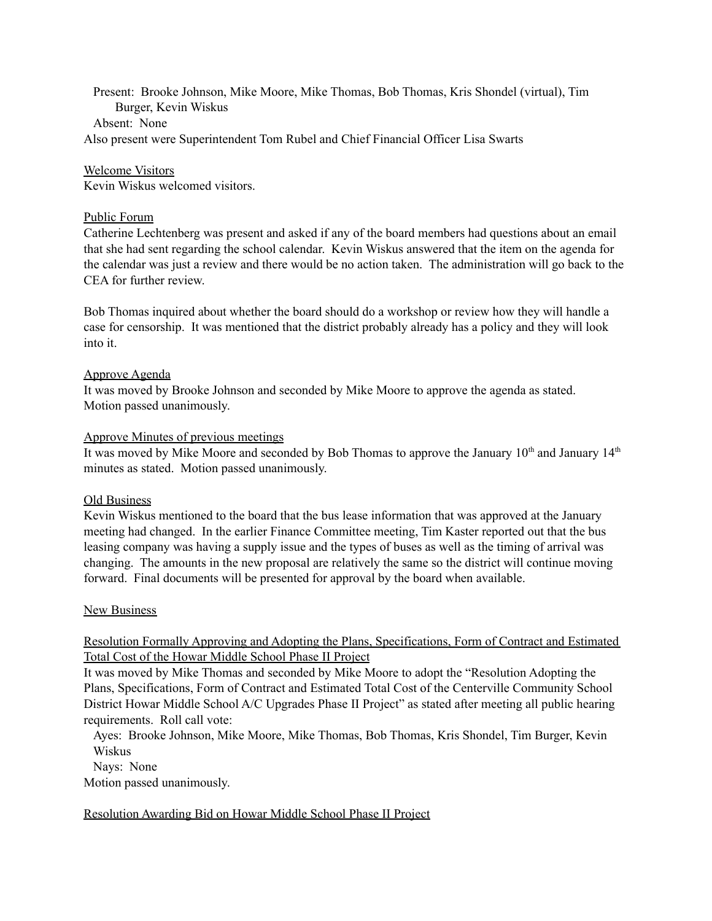Present: Brooke Johnson, Mike Moore, Mike Thomas, Bob Thomas, Kris Shondel (virtual), Tim Burger, Kevin Wiskus

Absent: None

Also present were Superintendent Tom Rubel and Chief Financial Officer Lisa Swarts

Welcome Visitors

Kevin Wiskus welcomed visitors.

Public Forum

Catherine Lechtenberg was present and asked if any of the board members had questions about an email that she had sent regarding the school calendar. Kevin Wiskus answered that the item on the agenda for the calendar was just a review and there would be no action taken. The administration will go back to the CEA for further review.

Bob Thomas inquired about whether the board should do a workshop or review how they will handle a case for censorship. It was mentioned that the district probably already has a policy and they will look into it.

Approve Agenda

It was moved by Brooke Johnson and seconded by Mike Moore to approve the agenda as stated. Motion passed unanimously.

Approve Minutes of previous meetings

It was moved by Mike Moore and seconded by Bob Thomas to approve the January 10th and January 14th minutes as stated. Motion passed unanimously.

Old Business

Kevin Wiskus mentioned to the board that the bus lease information that was approved at the January meeting had changed. In the earlier Finance Committee meeting, Tim Kaster reported out that the bus leasing company was having a supply issue and the types of buses as well as the timing of arrival was changing. The amounts in the new proposal are relatively the same so the district will continue moving forward. Final documents will be presented for approval by the board when available.

New Business

Resolution Formally Approving and Adopting the Plans, Specifications, Form of Contract and Estimated Total Cost of the Howar Middle School Phase II Project

It was moved by Mike Thomas and seconded by Mike Moore to adopt the "Resolution Adopting the Plans, Specifications, Form of Contract and Estimated Total Cost of the Centerville Community School District Howar Middle School A/C Upgrades Phase II Project" as stated after meeting all public hearing requirements. Roll call vote:

Ayes: Brooke Johnson, Mike Moore, Mike Thomas, Bob Thomas, Kris Shondel, Tim Burger, Kevin Wiskus

Nays: None

Motion passed unanimously.

Resolution Awarding Bid on Howar Middle School Phase II Project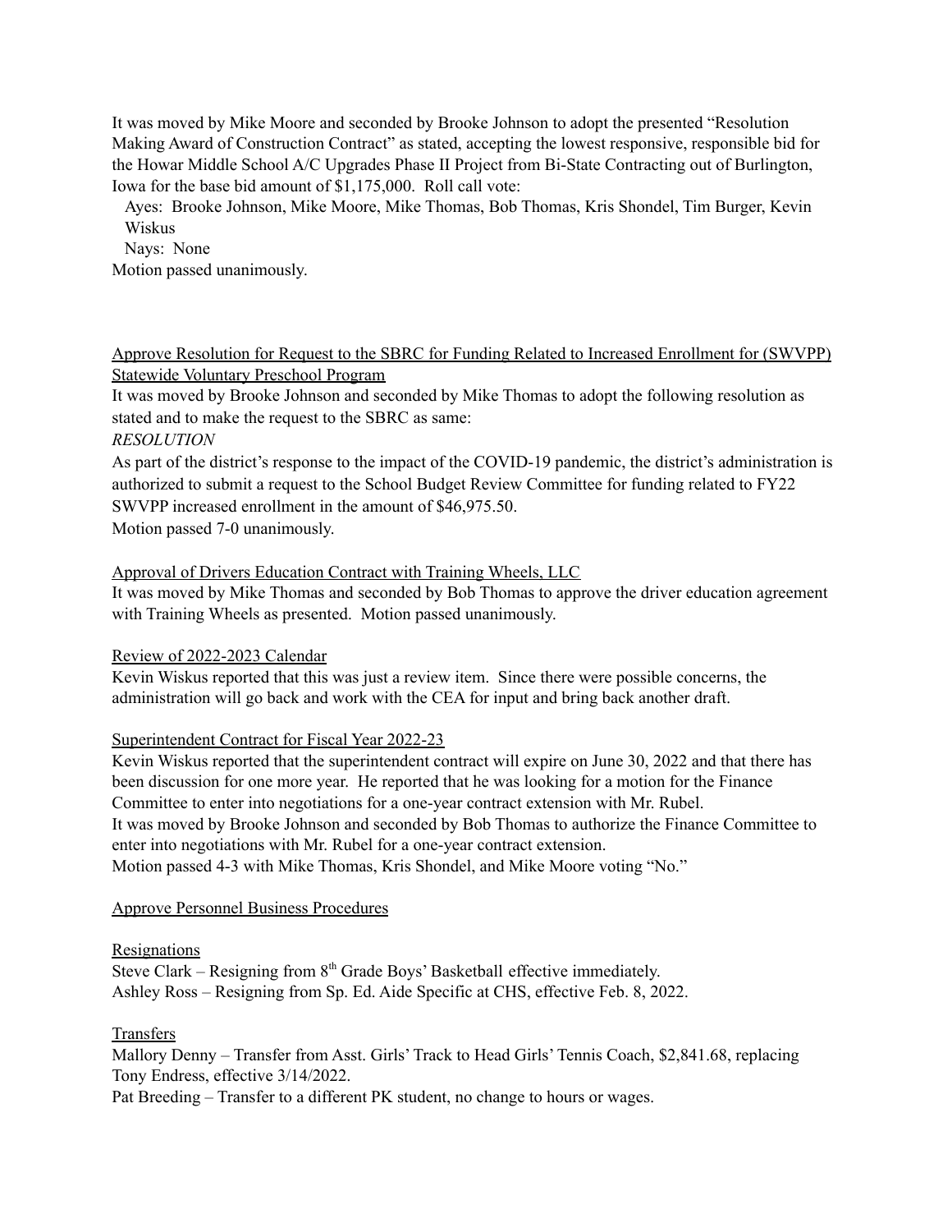It was moved by Mike Moore and seconded by Brooke Johnson to adopt the presented "Resolution Making Award of Construction Contract" as stated, accepting the lowest responsive, responsible bid for the Howar Middle School A/C Upgrades Phase II Project from Bi-State Contracting out of Burlington, Iowa for the base bid amount of $1,175,000. Roll call vote:

Ayes: Brooke Johnson, Mike Moore, Mike Thomas, Bob Thomas, Kris Shondel, Tim Burger, Kevin Wiskus

Nays: None

Motion passed unanimously.

Approve Resolution for Request to the SBRC for Funding Related to Increased Enrollment for (SWVPP) Statewide Voluntary Preschool Program

It was moved by Brooke Johnson and seconded by Mike Thomas to adopt the following resolution as stated and to make the request to the SBRC as same:

*RESOLUTION*

As part of the district's response to the impact of the COVID-19 pandemic, the district's administration is authorized to submit a request to the School Budget Review Committee for funding related to FY22 SWVPP increased enrollment in the amount of $46,975.50.

Motion passed 7-0 unanimously.

Approval of Drivers Education Contract with Training Wheels, LLC

It was moved by Mike Thomas and seconded by Bob Thomas to approve the driver education agreement with Training Wheels as presented. Motion passed unanimously.

Review of 2022-2023 Calendar

Kevin Wiskus reported that this was just a review item. Since there were possible concerns, the administration will go back and work with the CEA for input and bring back another draft.

Superintendent Contract for Fiscal Year 2022-23

Kevin Wiskus reported that the superintendent contract will expire on June 30, 2022 and that there has been discussion for one more year. He reported that he was looking for a motion for the Finance Committee to enter into negotiations for a one-year contract extension with Mr. Rubel.

It was moved by Brooke Johnson and seconded by Bob Thomas to authorize the Finance Committee to enter into negotiations with Mr. Rubel for a one-year contract extension.

Motion passed 4-3 with Mike Thomas, Kris Shondel, and Mike Moore voting "No."

Approve Personnel Business Procedures

Resignations

Steve Clark – Resigning from 8th Grade Boys' Basketball effective immediately.

Ashley Ross – Resigning from Sp. Ed. Aide Specific at CHS, effective Feb. 8, 2022.

Transfers

Mallory Denny – Transfer from Asst. Girls' Track to Head Girls' Tennis Coach, $2,841.68, replacing Tony Endress, effective 3/14/2022.

Pat Breeding – Transfer to a different PK student, no change to hours or wages.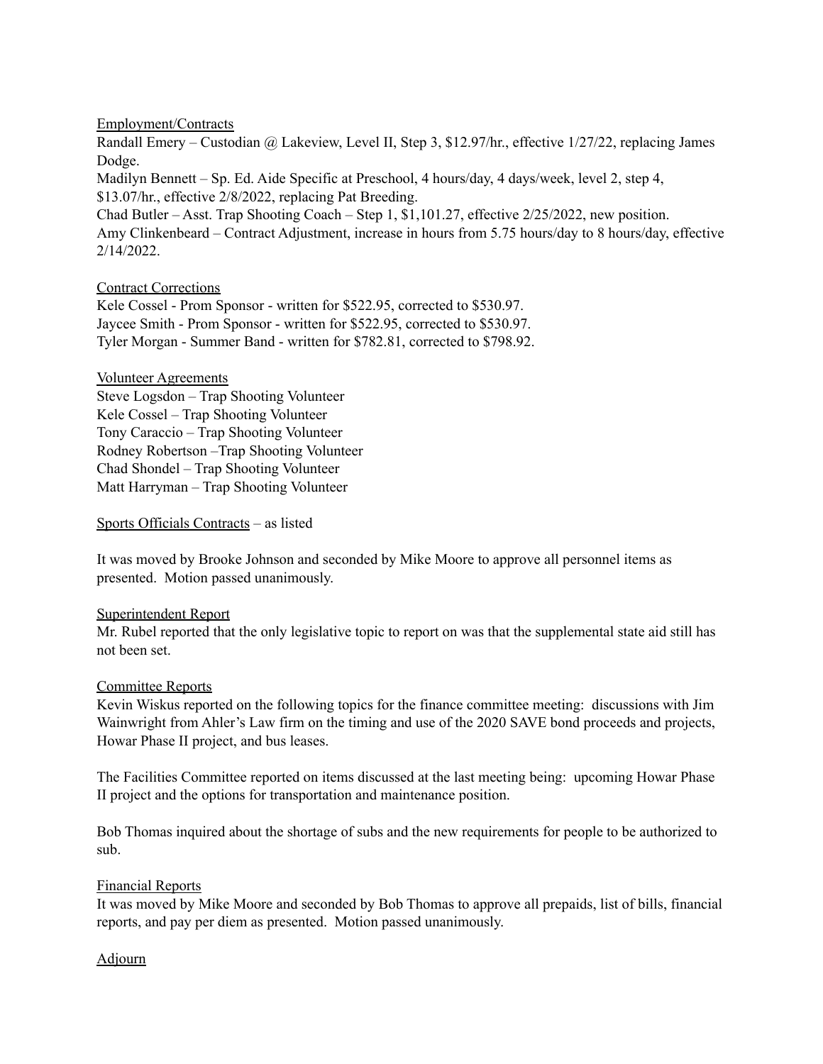Employment/Contracts

Randall Emery – Custodian @ Lakeview, Level II, Step 3, $12.97/hr., effective 1/27/22, replacing James Dodge.
Madilyn Bennett – Sp. Ed. Aide Specific at Preschool, 4 hours/day, 4 days/week, level 2, step 4, $13.07/hr., effective 2/8/2022, replacing Pat Breeding.
Chad Butler – Asst. Trap Shooting Coach – Step 1, $1,101.27, effective 2/25/2022, new position.
Amy Clinkenbeard – Contract Adjustment, increase in hours from 5.75 hours/day to 8 hours/day, effective 2/14/2022.

Contract Corrections

Kele Cossel - Prom Sponsor - written for $522.95, corrected to $530.97.
Jaycee Smith - Prom Sponsor - written for $522.95, corrected to $530.97.
Tyler Morgan - Summer Band - written for $782.81, corrected to $798.92.

Volunteer Agreements

Steve Logsdon – Trap Shooting Volunteer
Kele Cossel – Trap Shooting Volunteer
Tony Caraccio – Trap Shooting Volunteer
Rodney Robertson –Trap Shooting Volunteer
Chad Shondel – Trap Shooting Volunteer
Matt Harryman – Trap Shooting Volunteer

Sports Officials Contracts – as listed

It was moved by Brooke Johnson and seconded by Mike Moore to approve all personnel items as presented. Motion passed unanimously.

Superintendent Report

Mr. Rubel reported that the only legislative topic to report on was that the supplemental state aid still has not been set.

Committee Reports

Kevin Wiskus reported on the following topics for the finance committee meeting: discussions with Jim Wainwright from Ahler's Law firm on the timing and use of the 2020 SAVE bond proceeds and projects, Howar Phase II project, and bus leases.

The Facilities Committee reported on items discussed at the last meeting being: upcoming Howar Phase II project and the options for transportation and maintenance position.

Bob Thomas inquired about the shortage of subs and the new requirements for people to be authorized to sub.

Financial Reports

It was moved by Mike Moore and seconded by Bob Thomas to approve all prepaids, list of bills, financial reports, and pay per diem as presented. Motion passed unanimously.

Adjourn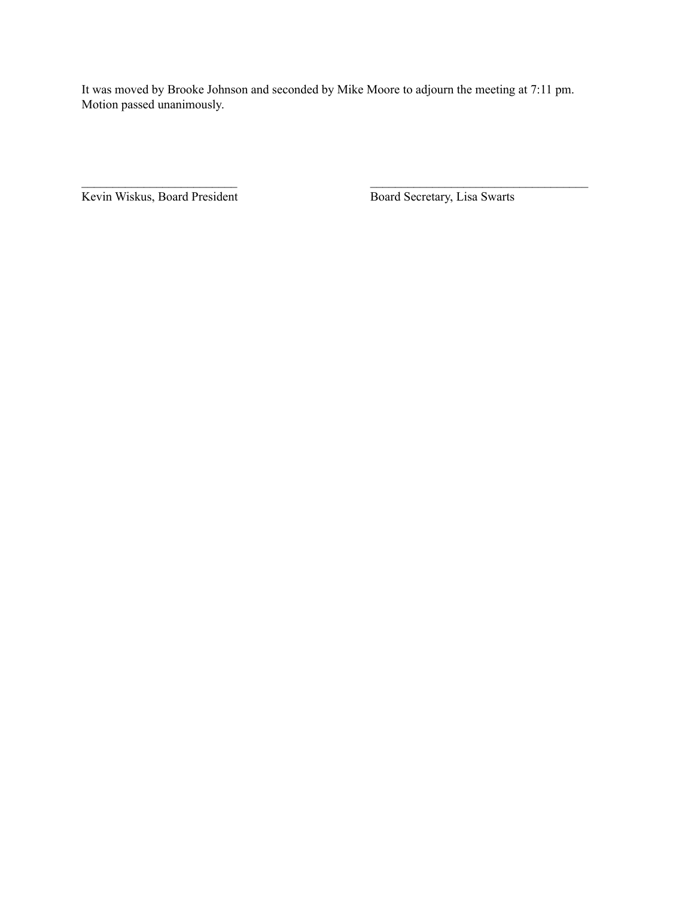It was moved by Brooke Johnson and seconded by Mike Moore to adjourn the meeting at 7:11 pm. Motion passed unanimously.

| | |
|---|---|
| _________________________ | ___________________________________ |
| Kevin Wiskus, Board President | Board Secretary, Lisa Swarts |